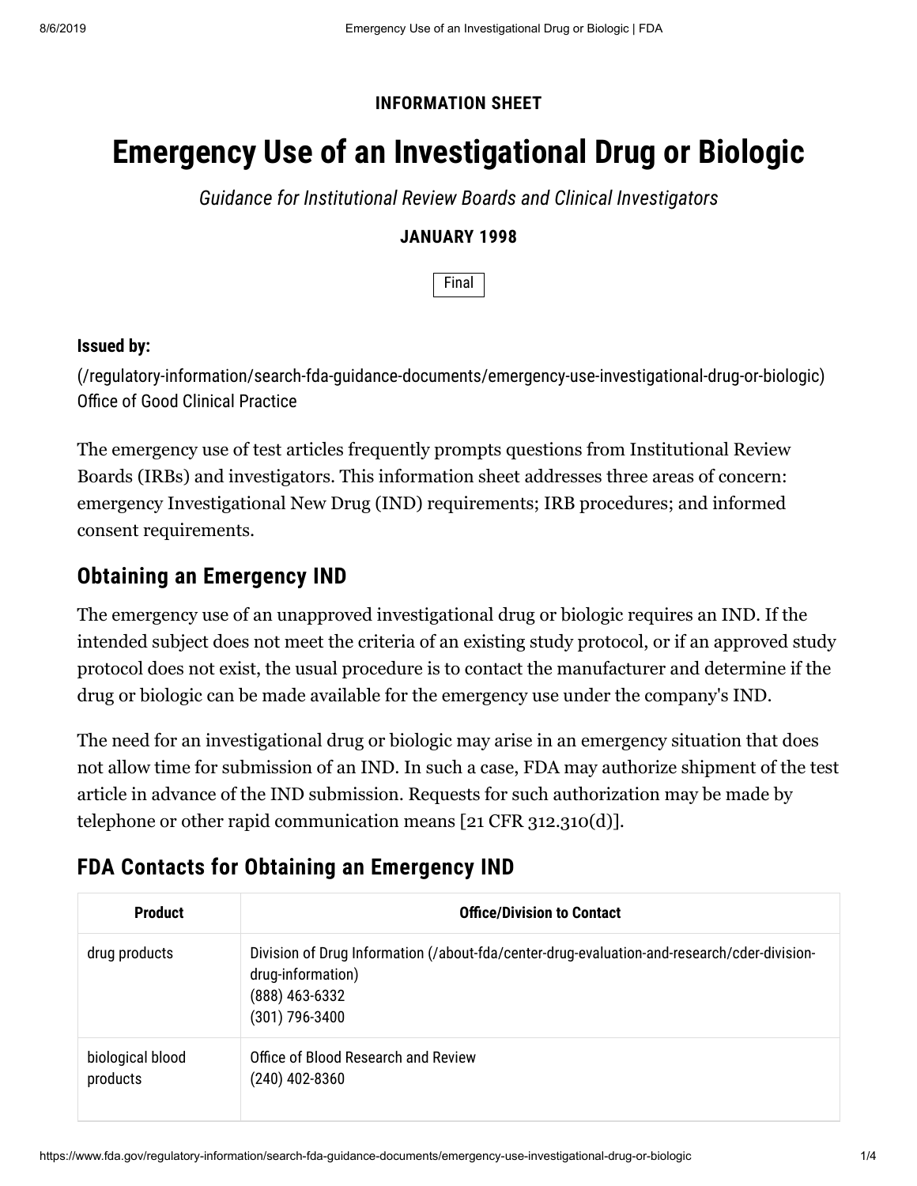**INFORMATION SHEET**

# Emergency Use of an Investigational Drug or Biologic

*Guidance for Institutional Review Boards and Clinical Investigators*

**JANUARY 1998**

Final

**Issued by:**

(/regulatory-information/search-fda-guidance-documents/emergency-use-investigational-drug-or-biologic) Office of Good Clinical Practice

The emergency use of test articles frequently prompts questions from Institutional Review Boards (IRBs) and investigators. This information sheet addresses three areas of concern: emergency Investigational New Drug (IND) requirements; IRB procedures; and informed consent requirements.

## Obtaining an Emergency IND

The emergency use of an unapproved investigational drug or biologic requires an IND. If the intended subject does not meet the criteria of an existing study protocol, or if an approved study protocol does not exist, the usual procedure is to contact the manufacturer and determine if the drug or biologic can be made available for the emergency use under the company's IND.

The need for an investigational drug or biologic may arise in an emergency situation that does not allow time for submission of an IND. In such a case, FDA may authorize shipment of the test article in advance of the IND submission. Requests for such authorization may be made by telephone or other rapid communication means [21 CFR 312.310(d)].

## FDA Contacts for Obtaining an Emergency IND

| Product | Office/Division to Contact |
| --- | --- |
| drug products | Division of Drug Information (/about-fda/center-drug-evaluation-and-research/cder-division-drug-information)<br>(888) 463-6332<br>(301) 796-3400 |
| biological blood products | Office of Blood Research and Review<br>(240) 402-8360 |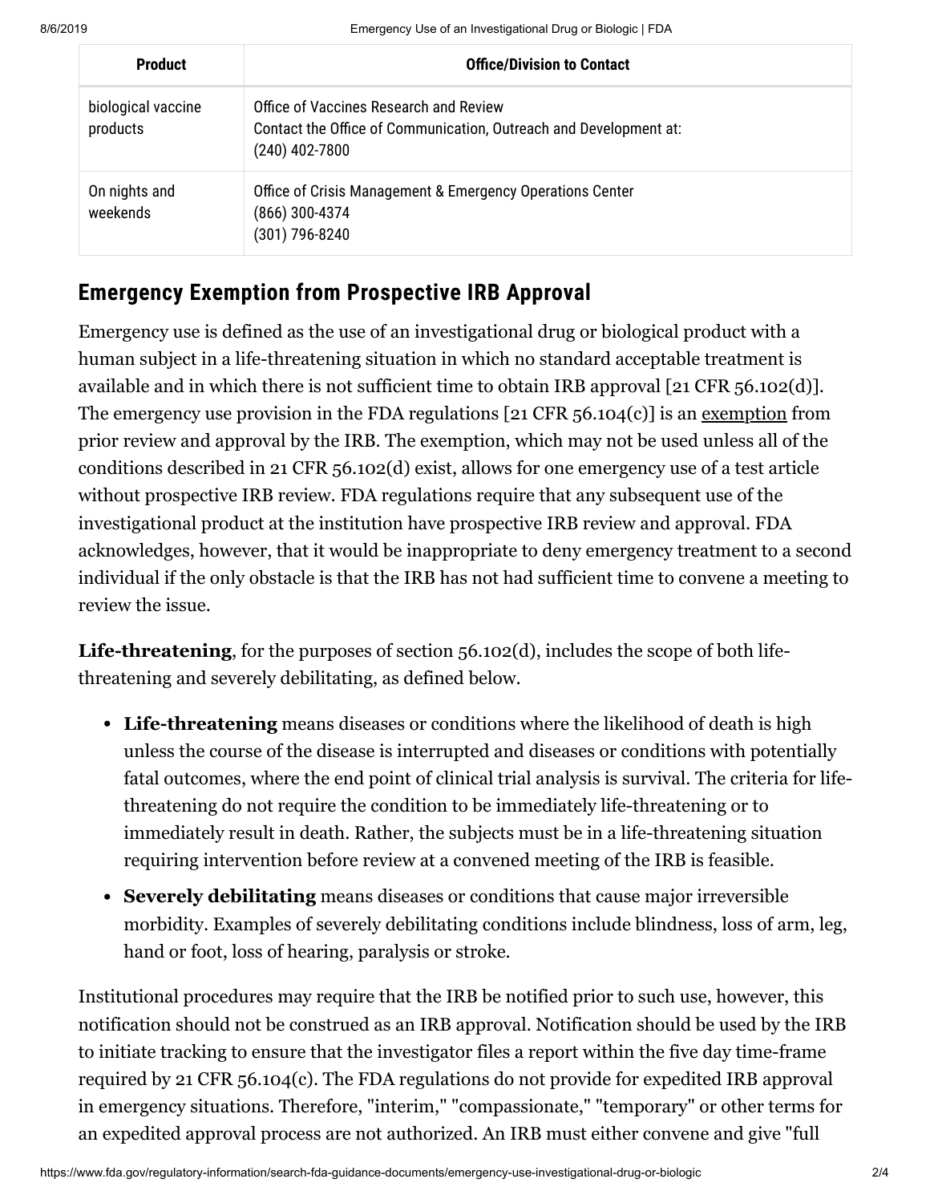| Product | Office/Division to Contact |
|---|---|
| biological vaccine products | Office of Vaccines Research and Review<br>Contact the Office of Communication, Outreach and Development at:<br>(240) 402-7800 |
| On nights and weekends | Office of Crisis Management & Emergency Operations Center<br>(866) 300-4374<br>(301) 796-8240 |

## Emergency Exemption from Prospective IRB Approval

Emergency use is defined as the use of an investigational drug or biological product with a human subject in a life-threatening situation in which no standard acceptable treatment is available and in which there is not sufficient time to obtain IRB approval [21 CFR 56.102(d)]. The emergency use provision in the FDA regulations [21 CFR 56.104(c)] is an exemption from prior review and approval by the IRB. The exemption, which may not be used unless all of the conditions described in 21 CFR 56.102(d) exist, allows for one emergency use of a test article without prospective IRB review. FDA regulations require that any subsequent use of the investigational product at the institution have prospective IRB review and approval. FDA acknowledges, however, that it would be inappropriate to deny emergency treatment to a second individual if the only obstacle is that the IRB has not had sufficient time to convene a meeting to review the issue.

**Life-threatening**, for the purposes of section 56.102(d), includes the scope of both life-threatening and severely debilitating, as defined below.

- **Life-threatening** means diseases or conditions where the likelihood of death is high unless the course of the disease is interrupted and diseases or conditions with potentially fatal outcomes, where the end point of clinical trial analysis is survival. The criteria for life-threatening do not require the condition to be immediately life-threatening or to immediately result in death. Rather, the subjects must be in a life-threatening situation requiring intervention before review at a convened meeting of the IRB is feasible.
- **Severely debilitating** means diseases or conditions that cause major irreversible morbidity. Examples of severely debilitating conditions include blindness, loss of arm, leg, hand or foot, loss of hearing, paralysis or stroke.

Institutional procedures may require that the IRB be notified prior to such use, however, this notification should not be construed as an IRB approval. Notification should be used by the IRB to initiate tracking to ensure that the investigator files a report within the five day time-frame required by 21 CFR 56.104(c). The FDA regulations do not provide for expedited IRB approval in emergency situations. Therefore, "interim," "compassionate," "temporary" or other terms for an expedited approval process are not authorized. An IRB must either convene and give "full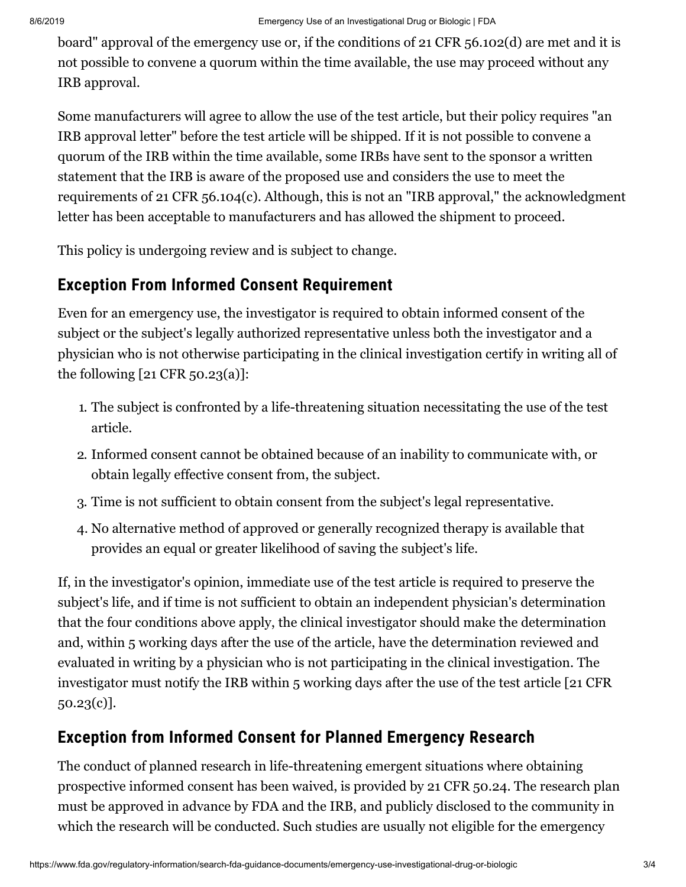board" approval of the emergency use or, if the conditions of 21 CFR 56.102(d) are met and it is not possible to convene a quorum within the time available, the use may proceed without any IRB approval.

Some manufacturers will agree to allow the use of the test article, but their policy requires "an IRB approval letter" before the test article will be shipped. If it is not possible to convene a quorum of the IRB within the time available, some IRBs have sent to the sponsor a written statement that the IRB is aware of the proposed use and considers the use to meet the requirements of 21 CFR 56.104(c). Although, this is not an "IRB approval," the acknowledgment letter has been acceptable to manufacturers and has allowed the shipment to proceed.

This policy is undergoing review and is subject to change.

## Exception From Informed Consent Requirement

Even for an emergency use, the investigator is required to obtain informed consent of the subject or the subject's legally authorized representative unless both the investigator and a physician who is not otherwise participating in the clinical investigation certify in writing all of the following [21 CFR 50.23(a)]:

1. The subject is confronted by a life-threatening situation necessitating the use of the test article.
2. Informed consent cannot be obtained because of an inability to communicate with, or obtain legally effective consent from, the subject.
3. Time is not sufficient to obtain consent from the subject's legal representative.
4. No alternative method of approved or generally recognized therapy is available that provides an equal or greater likelihood of saving the subject's life.

If, in the investigator's opinion, immediate use of the test article is required to preserve the subject's life, and if time is not sufficient to obtain an independent physician's determination that the four conditions above apply, the clinical investigator should make the determination and, within 5 working days after the use of the article, have the determination reviewed and evaluated in writing by a physician who is not participating in the clinical investigation. The investigator must notify the IRB within 5 working days after the use of the test article [21 CFR 50.23(c)].

## Exception from Informed Consent for Planned Emergency Research

The conduct of planned research in life-threatening emergent situations where obtaining prospective informed consent has been waived, is provided by 21 CFR 50.24. The research plan must be approved in advance by FDA and the IRB, and publicly disclosed to the community in which the research will be conducted. Such studies are usually not eligible for the emergency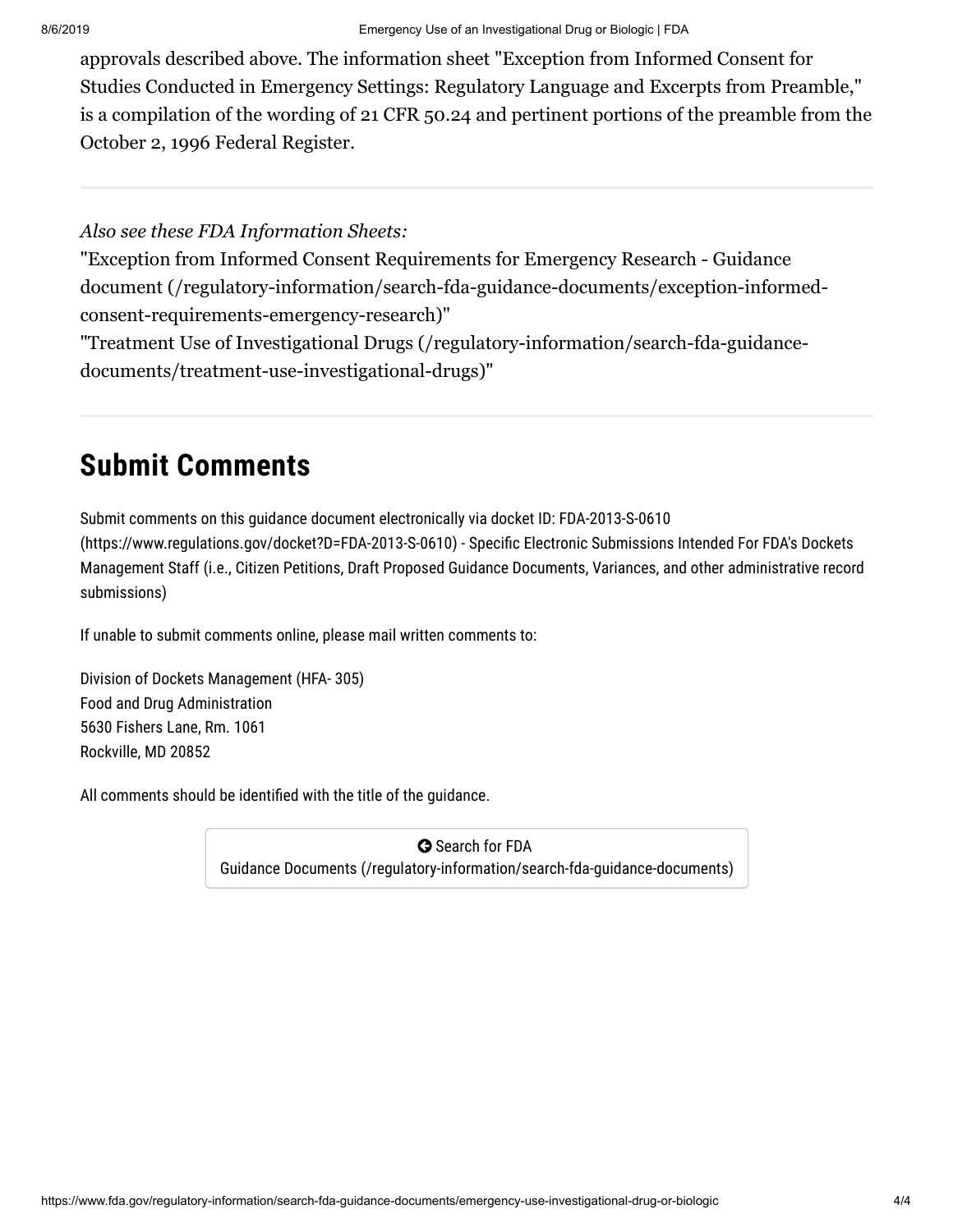approvals described above. The information sheet "Exception from Informed Consent for Studies Conducted in Emergency Settings: Regulatory Language and Excerpts from Preamble," is a compilation of the wording of 21 CFR 50.24 and pertinent portions of the preamble from the October 2, 1996 Federal Register.

---

*Also see these FDA Information Sheets:*
"Exception from Informed Consent Requirements for Emergency Research - Guidance document (/regulatory-information/search-fda-guidance-documents/exception-informed-consent-requirements-emergency-research)"
"Treatment Use of Investigational Drugs (/regulatory-information/search-fda-guidance-documents/treatment-use-investigational-drugs)"

---

## Submit Comments

Submit comments on this guidance document electronically via docket ID: FDA-2013-S-0610 (https://www.regulations.gov/docket?D=FDA-2013-S-0610) - Specific Electronic Submissions Intended For FDA's Dockets Management Staff (i.e., Citizen Petitions, Draft Proposed Guidance Documents, Variances, and other administrative record submissions)

If unable to submit comments online, please mail written comments to:

Division of Dockets Management (HFA- 305)
Food and Drug Administration
5630 Fishers Lane, Rm. 1061
Rockville, MD 20852

All comments should be identified with the title of the guidance.

Search for FDA Guidance Documents (/regulatory-information/search-fda-guidance-documents)